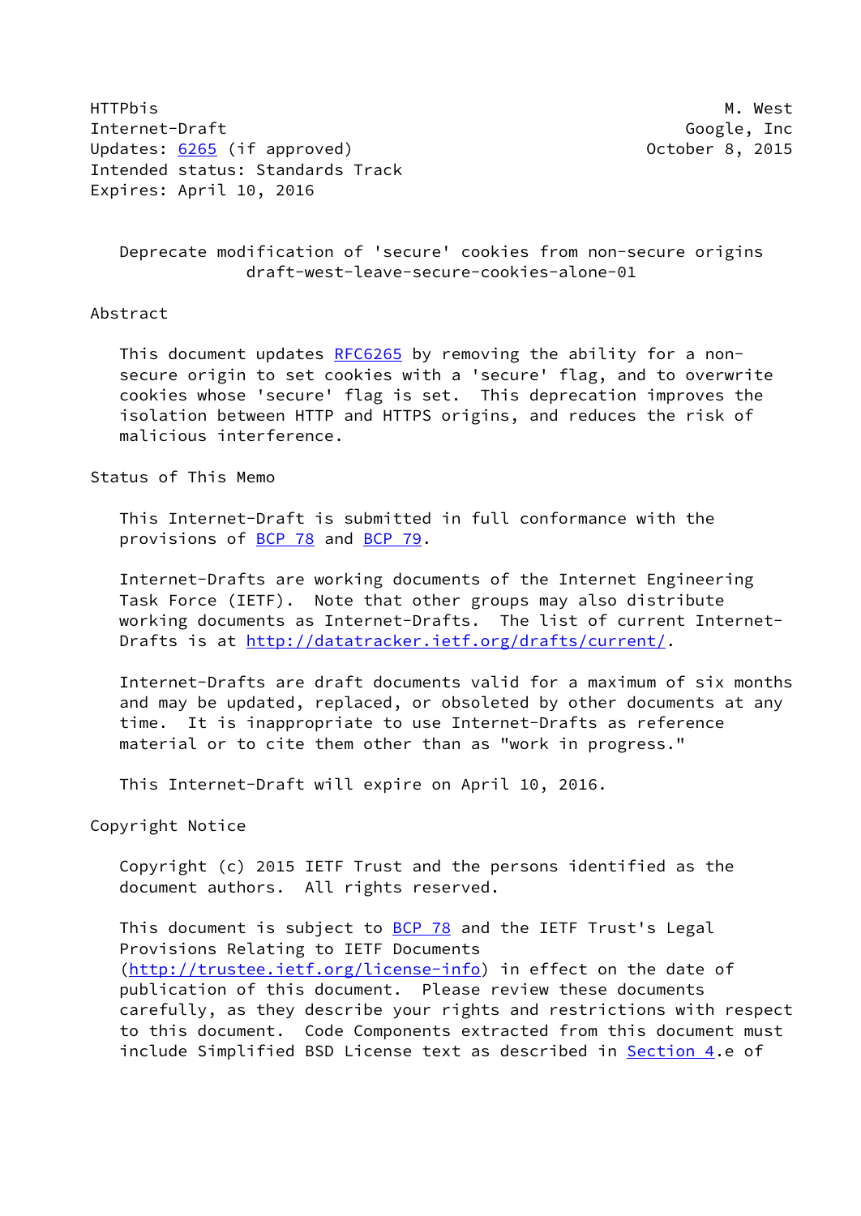HTTPbis M. West
Internet-Draft Google, Inc
Updates: 6265 (if approved) October 8, 2015
Intended status: Standards Track
Expires: April 10, 2016

# Deprecate modification of 'secure' cookies from non-secure origins
draft-west-leave-secure-cookies-alone-01

## Abstract

This document updates RFC6265 by removing the ability for a non-secure origin to set cookies with a 'secure' flag, and to overwrite cookies whose 'secure' flag is set. This deprecation improves the isolation between HTTP and HTTPS origins, and reduces the risk of malicious interference.

## Status of This Memo

This Internet-Draft is submitted in full conformance with the provisions of BCP 78 and BCP 79.

Internet-Drafts are working documents of the Internet Engineering Task Force (IETF). Note that other groups may also distribute working documents as Internet-Drafts. The list of current Internet-Drafts is at http://datatracker.ietf.org/drafts/current/.

Internet-Drafts are draft documents valid for a maximum of six months and may be updated, replaced, or obsoleted by other documents at any time. It is inappropriate to use Internet-Drafts as reference material or to cite them other than as "work in progress."

This Internet-Draft will expire on April 10, 2016.

## Copyright Notice

Copyright (c) 2015 IETF Trust and the persons identified as the document authors. All rights reserved.

This document is subject to BCP 78 and the IETF Trust's Legal Provisions Relating to IETF Documents (http://trustee.ietf.org/license-info) in effect on the date of publication of this document. Please review these documents carefully, as they describe your rights and restrictions with respect to this document. Code Components extracted from this document must include Simplified BSD License text as described in Section 4.e of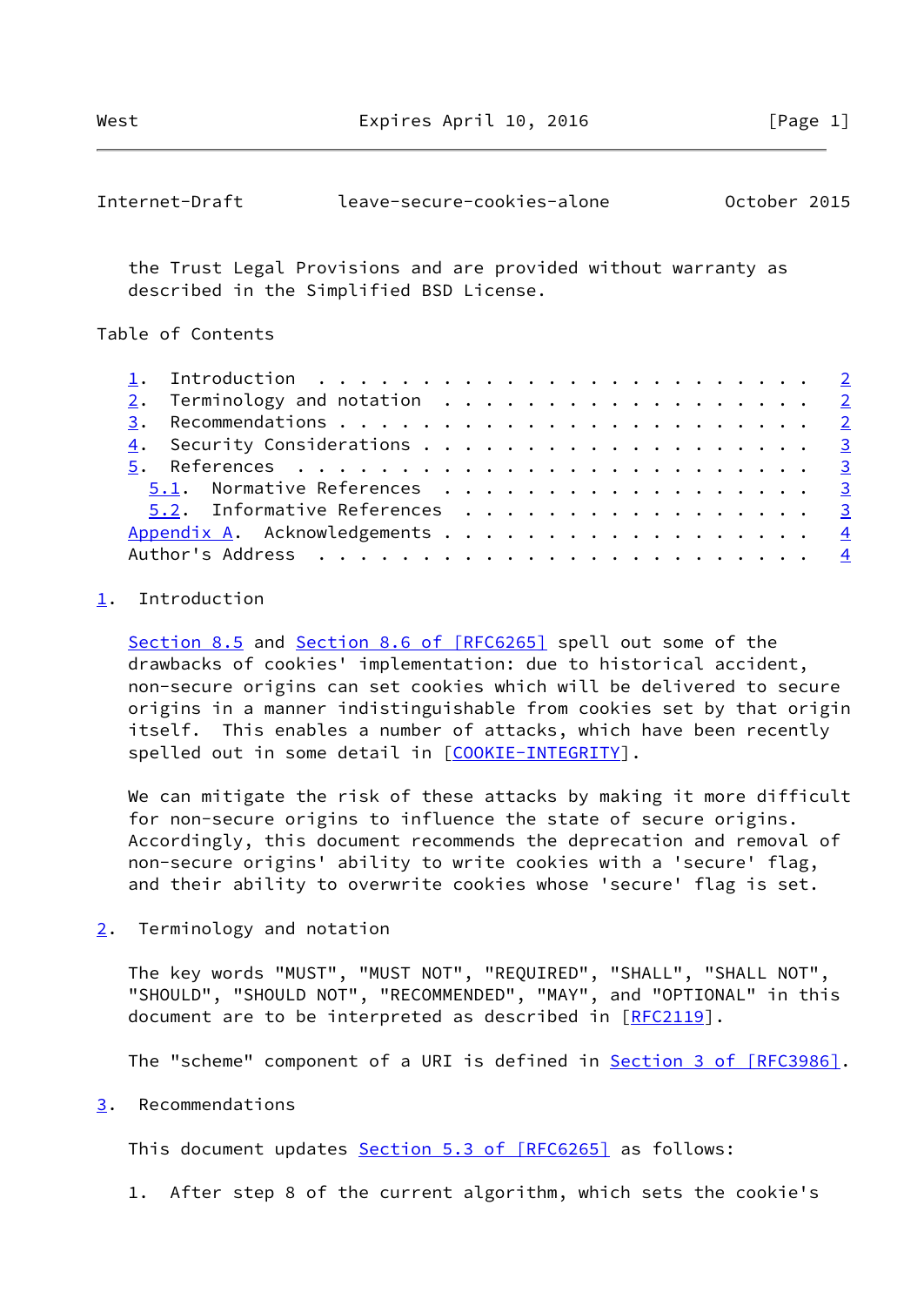the Trust Legal Provisions and are provided without warranty as described in the Simplified BSD License.

## Table of Contents

1. Introduction . . . . . . . . . . . . . . . . . . . . . . . . 2
2. Terminology and notation . . . . . . . . . . . . . . . . . . 2
3. Recommendations . . . . . . . . . . . . . . . . . . . . . . . 2
4. Security Considerations . . . . . . . . . . . . . . . . . . . 3
5. References . . . . . . . . . . . . . . . . . . . . . . . . . 3
   5.1. Normative References . . . . . . . . . . . . . . . . . . 3
   5.2. Informative References . . . . . . . . . . . . . . . . . 3
Appendix A. Acknowledgements . . . . . . . . . . . . . . . . . . 4
Author's Address . . . . . . . . . . . . . . . . . . . . . . . . 4

## 1. Introduction

Section 8.5 and Section 8.6 of [RFC6265] spell out some of the drawbacks of cookies' implementation: due to historical accident, non-secure origins can set cookies which will be delivered to secure origins in a manner indistinguishable from cookies set by that origin itself. This enables a number of attacks, which have been recently spelled out in some detail in [COOKIE-INTEGRITY].

We can mitigate the risk of these attacks by making it more difficult for non-secure origins to influence the state of secure origins. Accordingly, this document recommends the deprecation and removal of non-secure origins' ability to write cookies with a 'secure' flag, and their ability to overwrite cookies whose 'secure' flag is set.

## 2. Terminology and notation

The key words "MUST", "MUST NOT", "REQUIRED", "SHALL", "SHALL NOT", "SHOULD", "SHOULD NOT", "RECOMMENDED", "MAY", and "OPTIONAL" in this document are to be interpreted as described in [RFC2119].

The "scheme" component of a URI is defined in Section 3 of [RFC3986].

## 3. Recommendations

This document updates Section 5.3 of [RFC6265] as follows:

1. After step 8 of the current algorithm, which sets the cookie's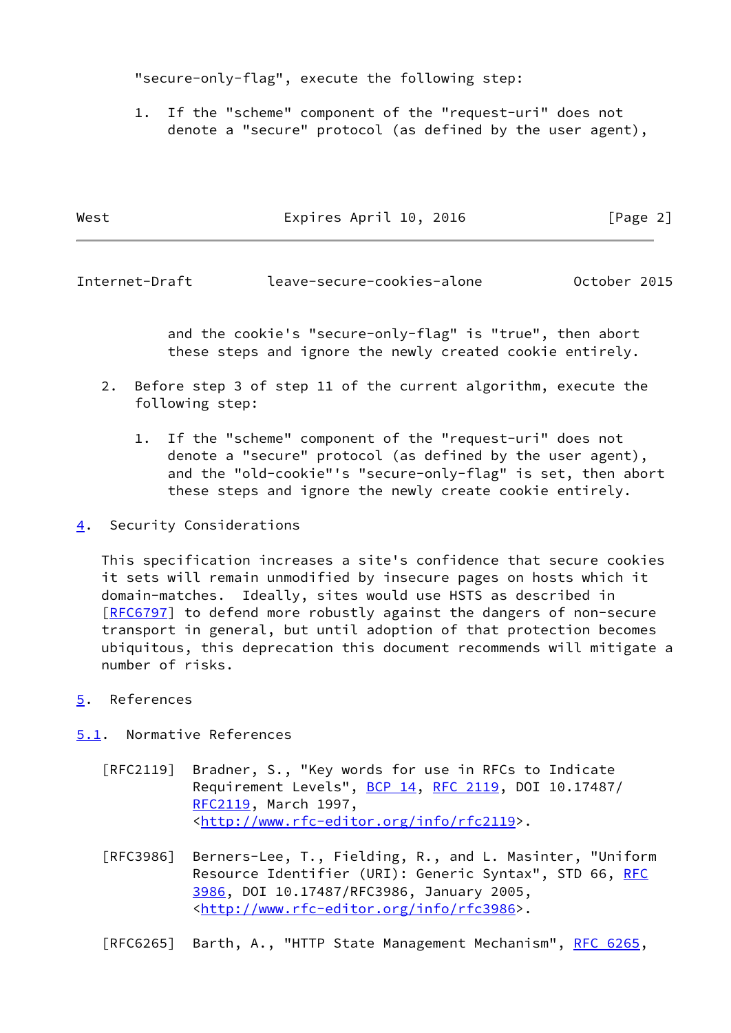"secure-only-flag", execute the following step:

1. If the "scheme" component of the "request-uri" does not denote a "secure" protocol (as defined by the user agent), and the cookie's "secure-only-flag" is "true", then abort these steps and ignore the newly created cookie entirely.

2. Before step 3 of step 11 of the current algorithm, execute the following step:

   1. If the "scheme" component of the "request-uri" does not denote a "secure" protocol (as defined by the user agent), and the "old-cookie"'s "secure-only-flag" is set, then abort these steps and ignore the newly create cookie entirely.

## 4. Security Considerations

This specification increases a site's confidence that secure cookies it sets will remain unmodified by insecure pages on hosts which it domain-matches. Ideally, sites would use HSTS as described in [RFC6797] to defend more robustly against the dangers of non-secure transport in general, but until adoption of that protection becomes ubiquitous, this deprecation this document recommends will mitigate a number of risks.

## 5. References

### 5.1. Normative References

[RFC2119] Bradner, S., "Key words for use in RFCs to Indicate Requirement Levels", BCP 14, RFC 2119, DOI 10.17487/RFC2119, March 1997, <http://www.rfc-editor.org/info/rfc2119>.

[RFC3986] Berners-Lee, T., Fielding, R., and L. Masinter, "Uniform Resource Identifier (URI): Generic Syntax", STD 66, RFC 3986, DOI 10.17487/RFC3986, January 2005, <http://www.rfc-editor.org/info/rfc3986>.

[RFC6265] Barth, A., "HTTP State Management Mechanism", RFC 6265,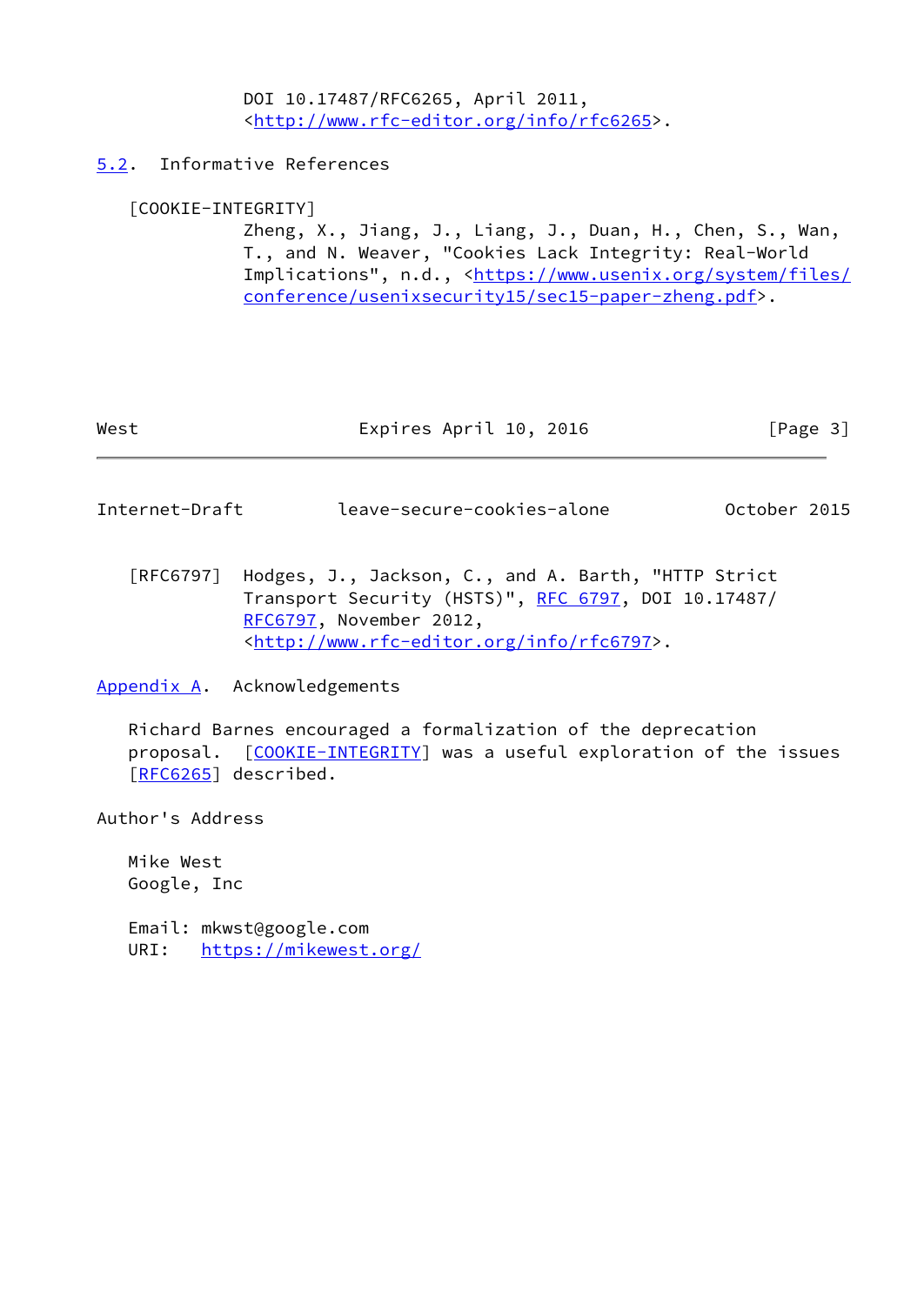DOI 10.17487/RFC6265, April 2011, <http://www.rfc-editor.org/info/rfc6265>.

## 5.2. Informative References

[COOKIE-INTEGRITY]
Zheng, X., Jiang, J., Liang, J., Duan, H., Chen, S., Wan, T., and N. Weaver, "Cookies Lack Integrity: Real-World Implications", n.d., <https://www.usenix.org/system/files/conference/usenixsecurity15/sec15-paper-zheng.pdf>.

[RFC6797] Hodges, J., Jackson, C., and A. Barth, "HTTP Strict Transport Security (HSTS)", RFC 6797, DOI 10.17487/RFC6797, November 2012, <http://www.rfc-editor.org/info/rfc6797>.

## Appendix A. Acknowledgements

Richard Barnes encouraged a formalization of the deprecation proposal. [COOKIE-INTEGRITY] was a useful exploration of the issues [RFC6265] described.

## Author's Address

Mike West
Google, Inc

Email: mkwst@google.com
URI: https://mikewest.org/